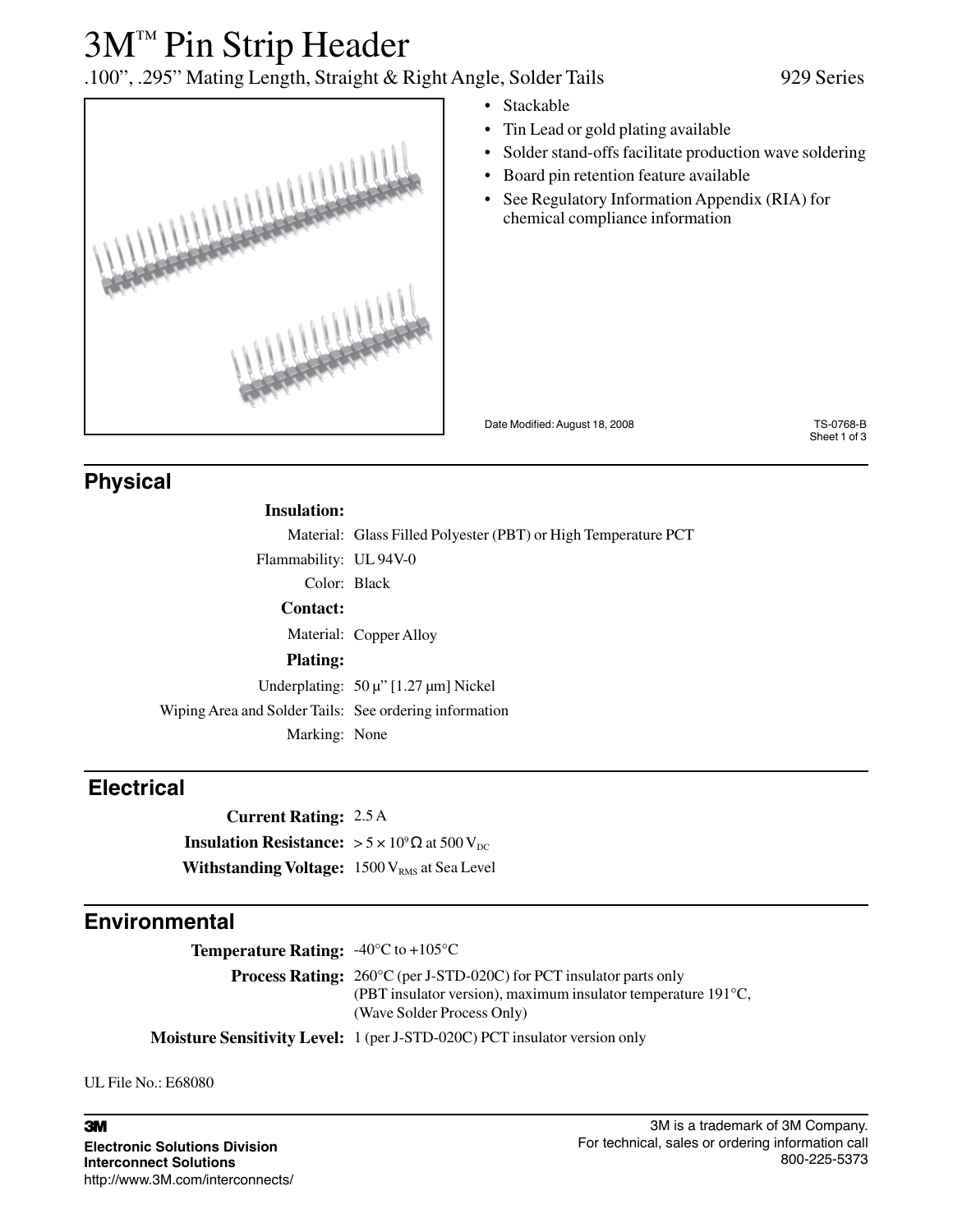# 3M™ Pin Strip Header

.100”, .295” Mating Length, Straight & Right Angle, Solder Tails — 929 Series

- Stackable
- Tin Lead or gold plating available
- Solder stand-offs facilitate production wave soldering
- Board pin retention feature available
- See Regulatory Information Appendix (RIA) for chemical compliance information

Date Modified: August 18, 2008

TS-0768-B

## Physical

**Insulation:**

| | |
|---|---|
| Material: | Glass Filled Polyester (PBT) or High Temperature PCT |
| Flammability: | UL 94V-0 |
| Color: | Black |

**Contact:**

| | |
|---|---|
| Material: | Copper Alloy |

**Plating:**

| | |
|---|---|
| Underplating: | 50 μ” [1.27 μm] Nickel |
| Wiping Area and Solder Tails: | See ordering information |
| Marking: | None |

## Electrical

| | |
|---|---|
| **Current Rating:** | 2.5 A |
| **Insulation Resistance:** | $> 5 \times 10^9\,\Omega$ at 500 $V_{DC}$ |
| **Withstanding Voltage:** | 1500 $V_{RMS}$ at Sea Level |

## Environmental

| | |
|---|---|
| **Temperature Rating:** | -40°C to +105°C |
| **Process Rating:** | 260°C (per J-STD-020C) for PCT insulator parts only (PBT insulator version), maximum insulator temperature 191°C, (Wave Solder Process Only) |
| **Moisture Sensitivity Level:** | 1 (per J-STD-020C) PCT insulator version only |

UL File No.: E68080

**3M**
**Electronic Solutions Division**
**Interconnect Solutions**
http://www.3M.com/interconnects/

3M is a trademark of 3M Company.
For technical, sales or ordering information call 800-225-5373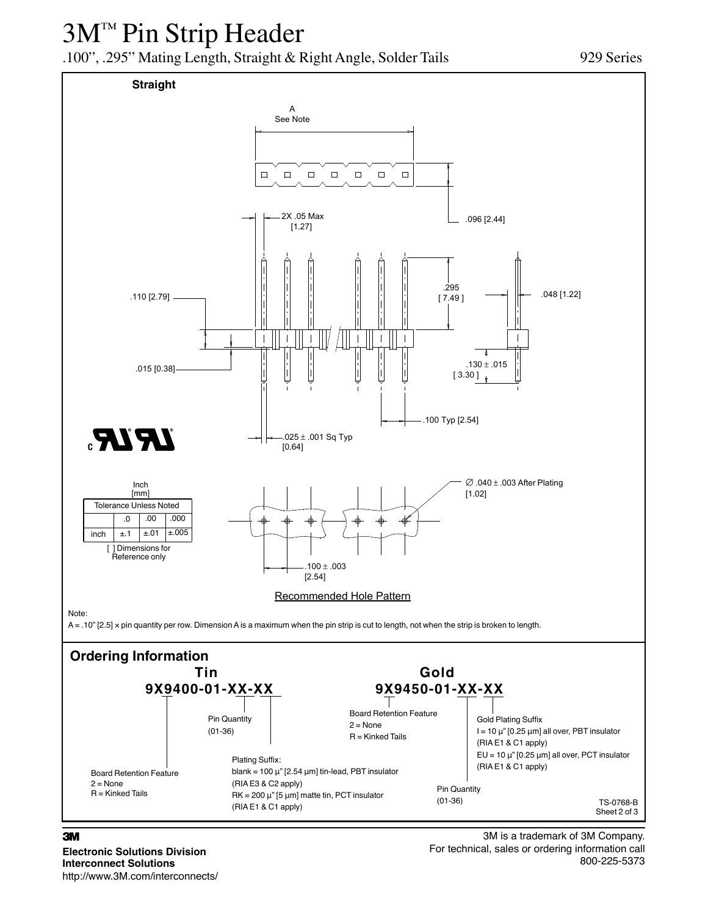# 3M™ Pin Strip Header

.100", .295" Mating Length, Straight & Right Angle, Solder Tails

929 Series

**Straight**

A
See Note

2X .05 Max
[1.27]

.096 [2.44]

.110 [2.79]

.295
[ 7.49 ]

.048 [1.22]

.015 [0.38]

.130 ± .015
[ 3.30 ]

.100 Typ [2.54]

.025 ± .001 Sq Typ
[0.64]

$\varnothing$ .040 ± .003 After Plating
[1.02]

Inch
[mm]

| Tolerance Unless Noted | | | |
|---|---|---|---|
| | .0 | .00 | .000 |
| inch | ±.1 | ±.01 | ±.005 |

[ ] Dimensions for Reference only

.100 ± .003
[2.54]

Recommended Hole Pattern

Note:
A = .10" [2.5] × pin quantity per row. Dimension A is a maximum when the pin strip is cut to length, not when the strip is broken to length.

## Ordering Information

### Tin

**9X9400-01-XX-XX**

Board Retention Feature
2 = None
R = Kinked Tails

Pin Quantity
(01-36)

Plating Suffix:
blank = 100 µ" [2.54 µm] tin-lead, PBT insulator
(RIA E3 & C2 apply)
RK = 200 µ" [5 µm] matte tin, PCT insulator
(RIA E1 & C1 apply)

### Gold

**9X9450-01-XX-XX**

Board Retention Feature
2 = None
R = Kinked Tails

Pin Quantity
(01-36)

Gold Plating Suffix
I = 10 µ" [0.25 µm] all over, PBT insulator
(RIA E1 & C1 apply)
EU = 10 µ" [0.25 µm] all over, PCT insulator
(RIA E1 & C1 apply)

TS-0768-B
Sheet 2 of 3

**3M**
**Electronic Solutions Division**
**Interconnect Solutions**
http://www.3M.com/interconnects/

3M is a trademark of 3M Company.
For technical, sales or ordering information call
800-225-5373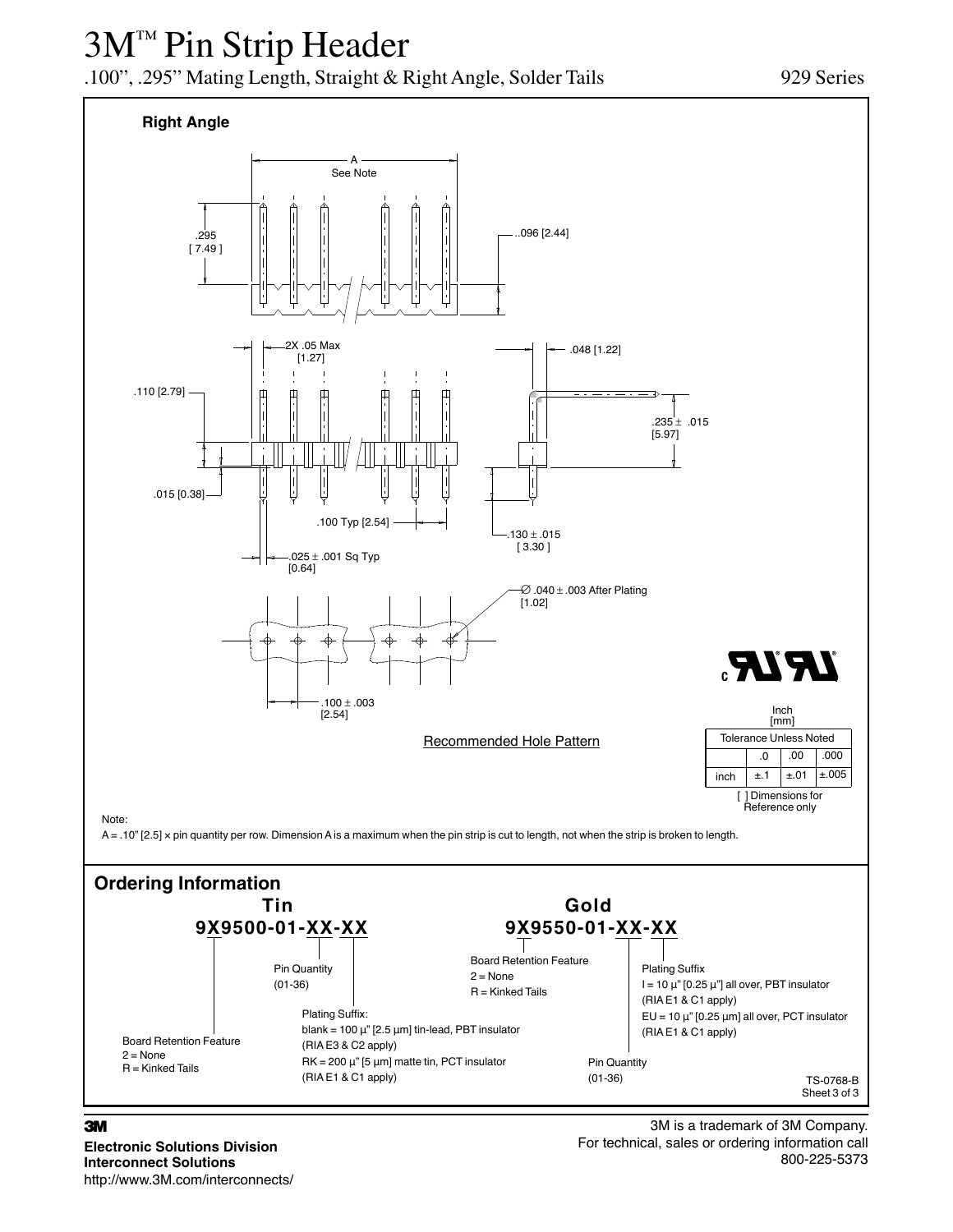# 3M™ Pin Strip Header

.100", .295" Mating Length, Straight & Right Angle, Solder Tails

929 Series

## Right Angle

A
See Note

.295
[ 7.49 ]

..096 [2.44]

2X .05 Max
[1.27]

.048 [1.22]

.110 [2.79]

.235 ± .015
[5.97]

.015 [0.38]

.100 Typ [2.54]

.130 ± .015
[ 3.30 ]

.025 ± .001 Sq Typ
[0.64]

∅ .040 ± .003 After Plating
[1.02]

.100 ± .003
[2.54]

Recommended Hole Pattern

Inch
[mm]

| Tolerance Unless Noted | | | |
|---|---|---|---|
| | .0 | .00 | .000 |
| inch | ±.1 | ±.01 | ±.005 |

[ ] Dimensions for Reference only

Note:

A = .10" [2.5] × pin quantity per row. Dimension A is a maximum when the pin strip is cut to length, not when the strip is broken to length.

## Ordering Information

### Tin

**9X9500-01-XX-XX**

- Board Retention Feature
  - 2 = None
  - R = Kinked Tails
- Pin Quantity (01-36)
- Plating Suffix:
  - blank = 100 µ" [2.5 µm] tin-lead, PBT insulator (RIA E3 & C2 apply)
  - RK = 200 µ" [5 µm] matte tin, PCT insulator (RIA E1 & C1 apply)

### Gold

**9X9550-01-XX-XX**

- Board Retention Feature
  - 2 = None
  - R = Kinked Tails
- Pin Quantity (01-36)
- Plating Suffix
  - I = 10 µ" [0.25 µ"] all over, PBT insulator (RIA E1 & C1 apply)
  - EU = 10 µ" [0.25 µm] all over, PCT insulator (RIA E1 & C1 apply)

TS-0768-B
Sheet 3 of 3

**3M**

**Electronic Solutions Division**
**Interconnect Solutions**
http://www.3M.com/interconnects/

3M is a trademark of 3M Company.
For technical, sales or ordering information call
800-225-5373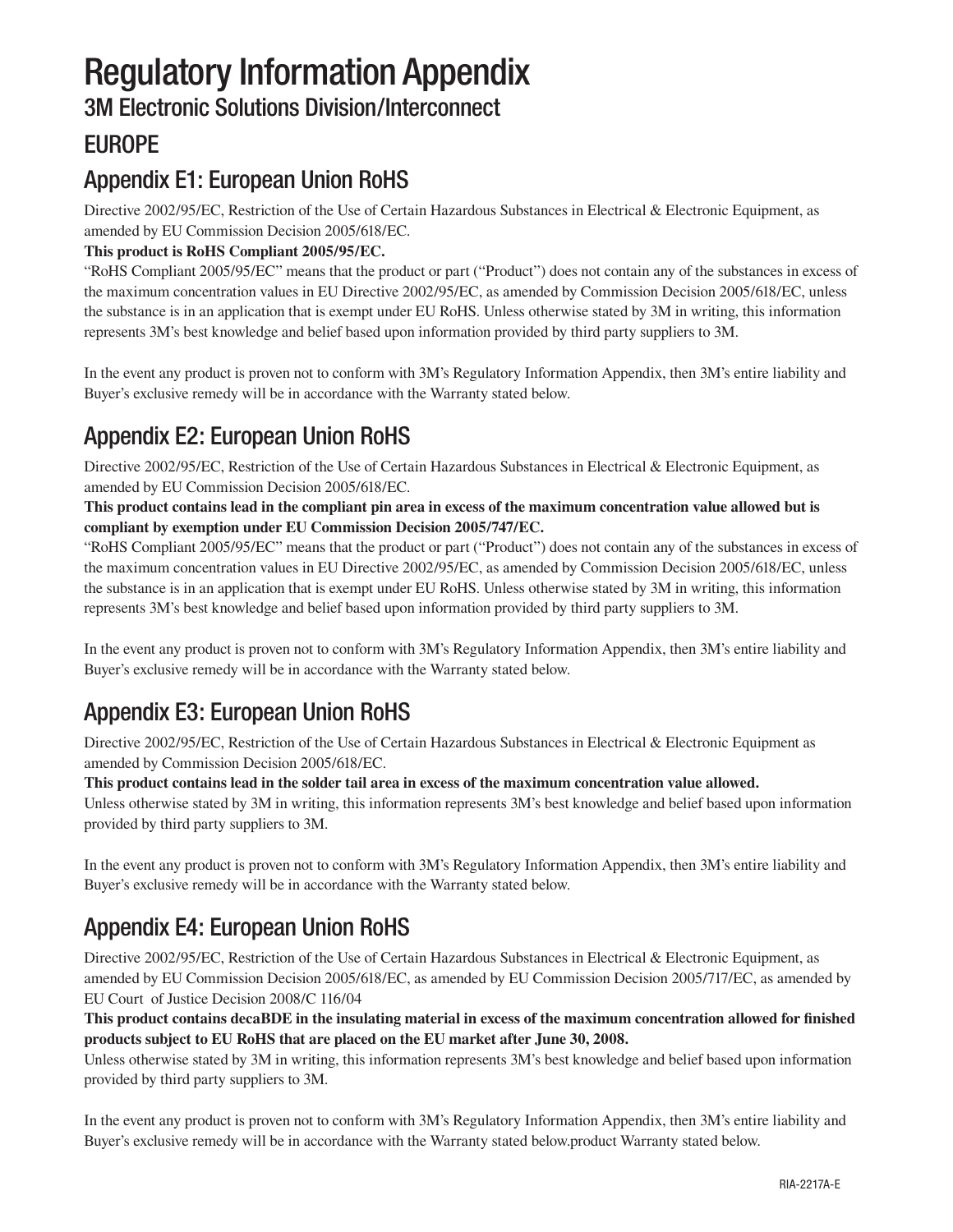# Regulatory Information Appendix

## 3M Electronic Solutions Division/Interconnect

## EUROPE

## Appendix E1: European Union RoHS

Directive 2002/95/EC, Restriction of the Use of Certain Hazardous Substances in Electrical & Electronic Equipment, as amended by EU Commission Decision 2005/618/EC.

**This product is RoHS Compliant 2005/95/EC.**

"RoHS Compliant 2005/95/EC" means that the product or part ("Product") does not contain any of the substances in excess of the maximum concentration values in EU Directive 2002/95/EC, as amended by Commission Decision 2005/618/EC, unless the substance is in an application that is exempt under EU RoHS. Unless otherwise stated by 3M in writing, this information represents 3M's best knowledge and belief based upon information provided by third party suppliers to 3M.

In the event any product is proven not to conform with 3M's Regulatory Information Appendix, then 3M's entire liability and Buyer's exclusive remedy will be in accordance with the Warranty stated below.

## Appendix E2: European Union RoHS

Directive 2002/95/EC, Restriction of the Use of Certain Hazardous Substances in Electrical & Electronic Equipment, as amended by EU Commission Decision 2005/618/EC.

**This product contains lead in the compliant pin area in excess of the maximum concentration value allowed but is compliant by exemption under EU Commission Decision 2005/747/EC.**

"RoHS Compliant 2005/95/EC" means that the product or part ("Product") does not contain any of the substances in excess of the maximum concentration values in EU Directive 2002/95/EC, as amended by Commission Decision 2005/618/EC, unless the substance is in an application that is exempt under EU RoHS. Unless otherwise stated by 3M in writing, this information represents 3M's best knowledge and belief based upon information provided by third party suppliers to 3M.

In the event any product is proven not to conform with 3M's Regulatory Information Appendix, then 3M's entire liability and Buyer's exclusive remedy will be in accordance with the Warranty stated below.

## Appendix E3: European Union RoHS

Directive 2002/95/EC, Restriction of the Use of Certain Hazardous Substances in Electrical & Electronic Equipment as amended by Commission Decision 2005/618/EC.

**This product contains lead in the solder tail area in excess of the maximum concentration value allowed.**

Unless otherwise stated by 3M in writing, this information represents 3M's best knowledge and belief based upon information provided by third party suppliers to 3M.

In the event any product is proven not to conform with 3M's Regulatory Information Appendix, then 3M's entire liability and Buyer's exclusive remedy will be in accordance with the Warranty stated below.

## Appendix E4: European Union RoHS

Directive 2002/95/EC, Restriction of the Use of Certain Hazardous Substances in Electrical & Electronic Equipment, as amended by EU Commission Decision 2005/618/EC, as amended by EU Commission Decision 2005/717/EC, as amended by EU Court of Justice Decision 2008/C 116/04

**This product contains decaBDE in the insulating material in excess of the maximum concentration allowed for finished products subject to EU RoHS that are placed on the EU market after June 30, 2008.**

Unless otherwise stated by 3M in writing, this information represents 3M's best knowledge and belief based upon information provided by third party suppliers to 3M.

In the event any product is proven not to conform with 3M's Regulatory Information Appendix, then 3M's entire liability and Buyer's exclusive remedy will be in accordance with the Warranty stated below.product Warranty stated below.

RIA-2217A-E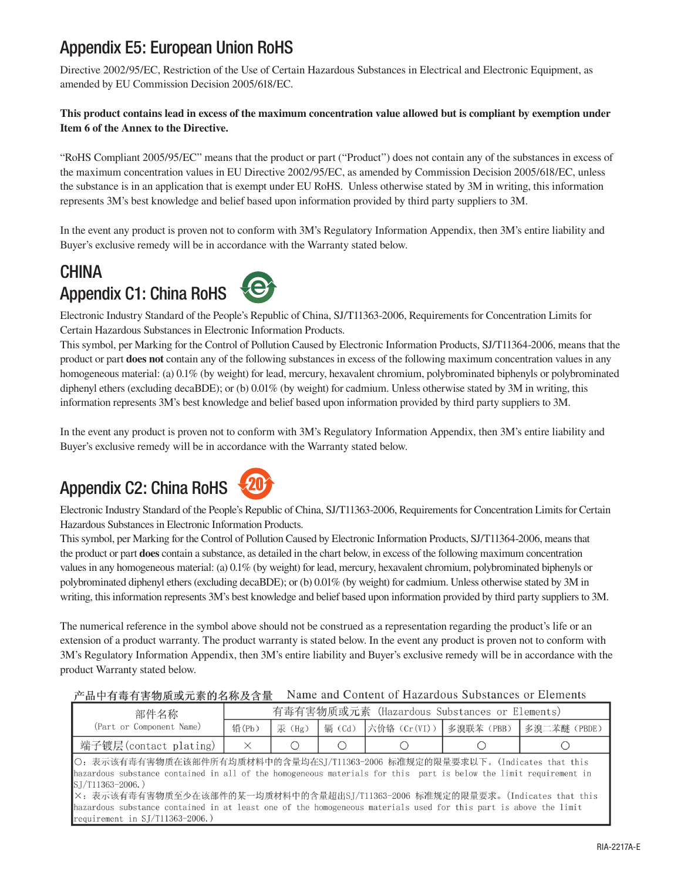## Appendix E5: European Union RoHS

Directive 2002/95/EC, Restriction of the Use of Certain Hazardous Substances in Electrical and Electronic Equipment, as amended by EU Commission Decision 2005/618/EC.

**This product contains lead in excess of the maximum concentration value allowed but is compliant by exemption under Item 6 of the Annex to the Directive.**

"RoHS Compliant 2005/95/EC" means that the product or part ("Product") does not contain any of the substances in excess of the maximum concentration values in EU Directive 2002/95/EC, as amended by Commission Decision 2005/618/EC, unless the substance is in an application that is exempt under EU RoHS. Unless otherwise stated by 3M in writing, this information represents 3M's best knowledge and belief based upon information provided by third party suppliers to 3M.

In the event any product is proven not to conform with 3M's Regulatory Information Appendix, then 3M's entire liability and Buyer's exclusive remedy will be in accordance with the Warranty stated below.

## CHINA

## Appendix C1: China RoHS

Electronic Industry Standard of the People's Republic of China, SJ/T11363-2006, Requirements for Concentration Limits for Certain Hazardous Substances in Electronic Information Products.

This symbol, per Marking for the Control of Pollution Caused by Electronic Information Products, SJ/T11364-2006, means that the product or part **does not** contain any of the following substances in excess of the following maximum concentration values in any homogeneous material: (a) 0.1% (by weight) for lead, mercury, hexavalent chromium, polybrominated biphenyls or polybrominated diphenyl ethers (excluding decaBDE); or (b) 0.01% (by weight) for cadmium. Unless otherwise stated by 3M in writing, this information represents 3M's best knowledge and belief based upon information provided by third party suppliers to 3M.

In the event any product is proven not to conform with 3M's Regulatory Information Appendix, then 3M's entire liability and Buyer's exclusive remedy will be in accordance with the Warranty stated below.

## Appendix C2: China RoHS

Electronic Industry Standard of the People's Republic of China, SJ/T11363-2006, Requirements for Concentration Limits for Certain Hazardous Substances in Electronic Information Products.

This symbol, per Marking for the Control of Pollution Caused by Electronic Information Products, SJ/T11364-2006, means that the product or part **does** contain a substance, as detailed in the chart below, in excess of the following maximum concentration values in any homogeneous material: (a) 0.1% (by weight) for lead, mercury, hexavalent chromium, polybrominated biphenyls or polybrominated diphenyl ethers (excluding decaBDE); or (b) 0.01% (by weight) for cadmium. Unless otherwise stated by 3M in writing, this information represents 3M's best knowledge and belief based upon information provided by third party suppliers to 3M.

The numerical reference in the symbol above should not be construed as a representation regarding the product's life or an extension of a product warranty. The product warranty is stated below. In the event any product is proven not to conform with 3M's Regulatory Information Appendix, then 3M's entire liability and Buyer's exclusive remedy will be in accordance with the product Warranty stated below.

产品中有毒有害物质或元素的名称及含量　Name and Content of Hazardous Substances or Elements

| 部件名称 (Part or Component Name) | 有毒有害物质或元素 (Hazardous Substances or Elements) | | | | | |
|---|---|---|---|---|---|---|
| | 铅(Pb) | 汞 (Hg) | 镉 (Cd) | 六价铬 (Cr(VI)) | 多溴联苯 (PBB) | 多溴二苯醚 (PBDE) |
| 端子镀层(contact plating) | × | ○ | ○ | ○ | ○ | ○ |

○：表示该有毒有害物质在该部件所有均质材料中的含量均在SJ/T11363-2006 标准规定的限量要求以下。(Indicates that this hazardous substance contained in all of the homogeneous materials for this part is below the limit requirement in SJ/T11363-2006.)

×：表示该有毒有害物质至少在该部件的某一均质材料中的含量超出SJ/T11363-2006 标准规定的限量要求。(Indicates that this hazardous substance contained in at least one of the homogeneous materials used for this part is above the limit requirement in SJ/T11363-2006.)

RIA-2217A-E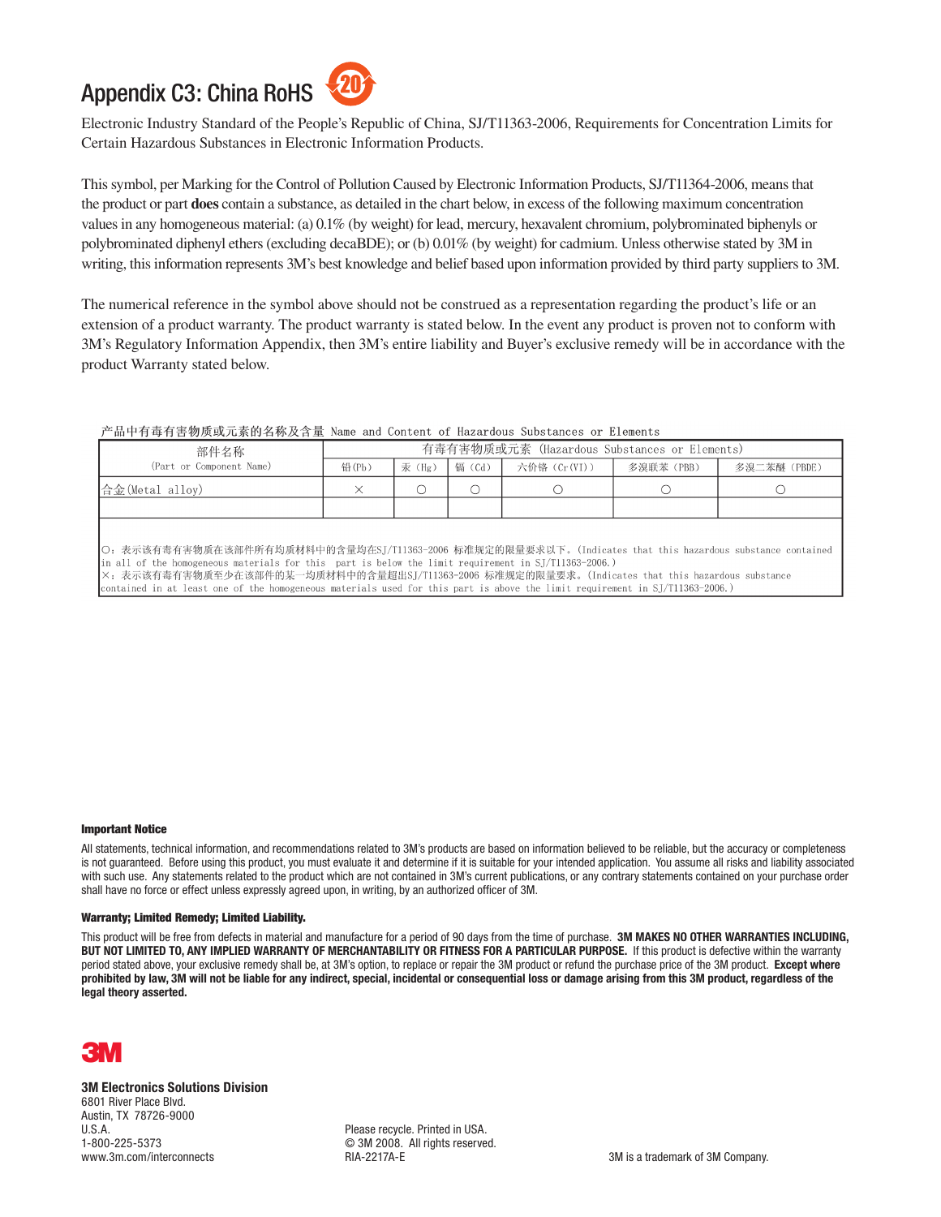# Appendix C3: China RoHS

Electronic Industry Standard of the People's Republic of China, SJ/T11363-2006, Requirements for Concentration Limits for Certain Hazardous Substances in Electronic Information Products.

This symbol, per Marking for the Control of Pollution Caused by Electronic Information Products, SJ/T11364-2006, means that the product or part **does** contain a substance, as detailed in the chart below, in excess of the following maximum concentration values in any homogeneous material: (a) 0.1% (by weight) for lead, mercury, hexavalent chromium, polybrominated biphenyls or polybrominated diphenyl ethers (excluding decaBDE); or (b) 0.01% (by weight) for cadmium. Unless otherwise stated by 3M in writing, this information represents 3M's best knowledge and belief based upon information provided by third party suppliers to 3M.

The numerical reference in the symbol above should not be construed as a representation regarding the product's life or an extension of a product warranty. The product warranty is stated below. In the event any product is proven not to conform with 3M's Regulatory Information Appendix, then 3M's entire liability and Buyer's exclusive remedy will be in accordance with the product Warranty stated below.

产品中有毒有害物质或元素的名称及含量 Name and Content of Hazardous Substances or Elements

| 部件名称 (Part or Component Name) | 有毒有害物质或元素 (Hazardous Substances or Elements) | | | | | |
|---|---|---|---|---|---|---|
| | 铅(Pb) | 汞(Hg) | 镉(Cd) | 六价铬(Cr(VI)) | 多溴联苯(PBB) | 多溴二苯醚(PBDE) |
| 合金(Metal alloy) | × | ○ | ○ | ○ | ○ | ○ |
| | | | | | | |

○：表示该有毒有害物质在该部件所有均质材料中的含量均在SJ/T11363-2006 标准规定的限量要求以下。(Indicates that this hazardous substance contained in all of the homogeneous materials for this part is below the limit requirement in SJ/T11363-2006.)
×：表示该有毒有害物质至少在该部件的某一均质材料中的含量超出SJ/T11363-2006 标准规定的限量要求。(Indicates that this hazardous substance contained in at least one of the homogeneous materials used for this part is above the limit requirement in SJ/T11363-2006.)

**Important Notice**

All statements, technical information, and recommendations related to 3M's products are based on information believed to be reliable, but the accuracy or completeness is not guaranteed. Before using this product, you must evaluate it and determine if it is suitable for your intended application. You assume all risks and liability associated with such use. Any statements related to the product which are not contained in 3M's current publications, or any contrary statements contained on your purchase order shall have no force or effect unless expressly agreed upon, in writing, by an authorized officer of 3M.

**Warranty; Limited Remedy; Limited Liability.**

This product will be free from defects in material and manufacture for a period of 90 days from the time of purchase. **3M MAKES NO OTHER WARRANTIES INCLUDING, BUT NOT LIMITED TO, ANY IMPLIED WARRANTY OF MERCHANTABILITY OR FITNESS FOR A PARTICULAR PURPOSE.** If this product is defective within the warranty period stated above, your exclusive remedy shall be, at 3M's option, to replace or repair the 3M product or refund the purchase price of the 3M product. **Except where prohibited by law, 3M will not be liable for any indirect, special, incidental or consequential loss or damage arising from this 3M product, regardless of the legal theory asserted.**

**3M**

**3M Electronics Solutions Division**
6801 River Place Blvd.
Austin, TX 78726-9000
U.S.A.
1-800-225-5373
www.3m.com/interconnects

Please recycle. Printed in USA.
© 3M 2008. All rights reserved.
RIA-2217A-E

3M is a trademark of 3M Company.